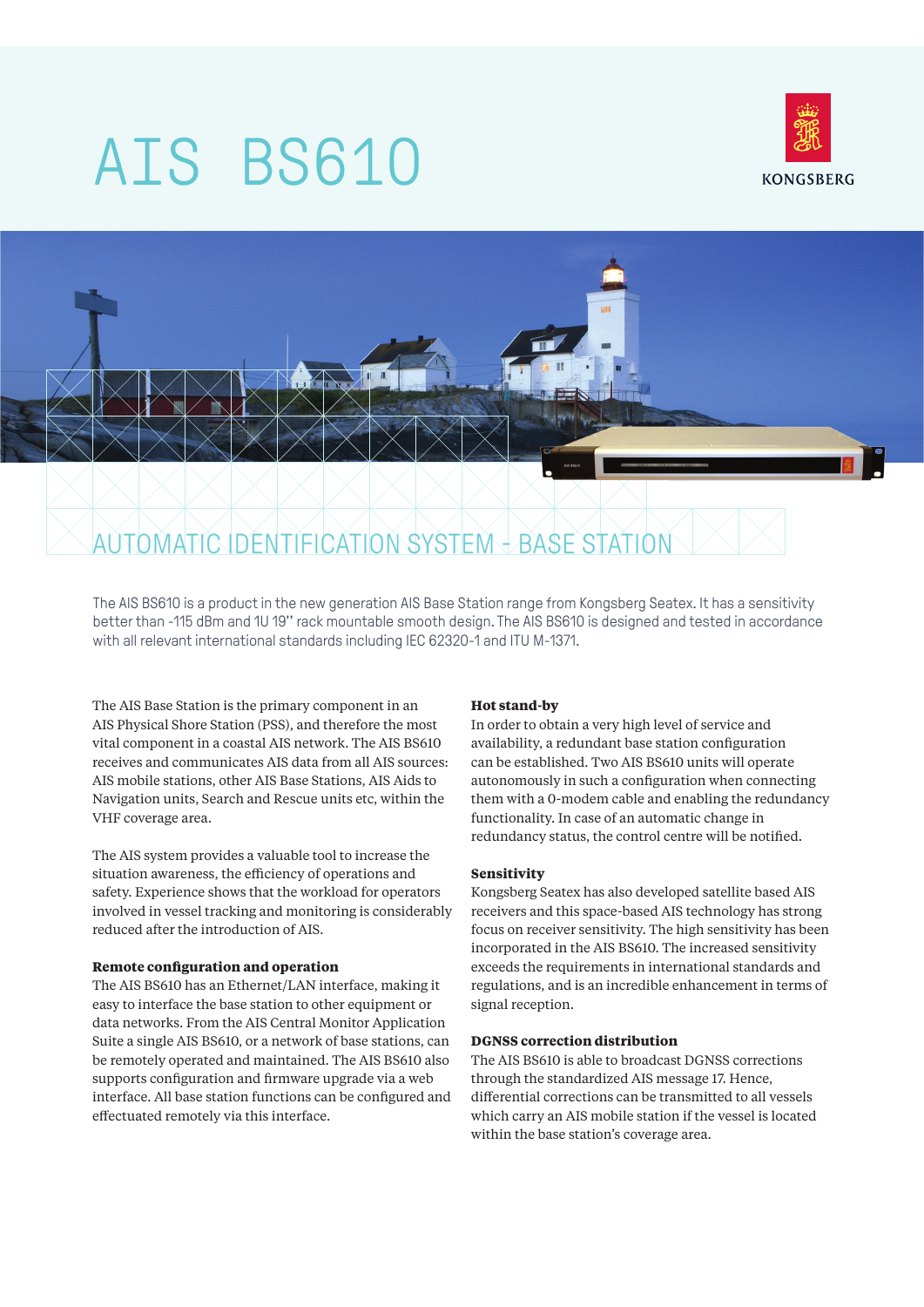# AIS BS610

KONGSBERG

## AUTOMATIC IDENTIFICATION SYSTEM - BASE STATION

The AIS BS610 is a product in the new generation AIS Base Station range from Kongsberg Seatex. It has a sensitivity better than -115 dBm and 1U 19'' rack mountable smooth design. The AIS BS610 is designed and tested in accordance with all relevant international standards including IEC 62320-1 and ITU M-1371.

The AIS Base Station is the primary component in an AIS Physical Shore Station (PSS), and therefore the most vital component in a coastal AIS network. The AIS BS610 receives and communicates AIS data from all AIS sources: AIS mobile stations, other AIS Base Stations, AIS Aids to Navigation units, Search and Rescue units etc, within the VHF coverage area.

The AIS system provides a valuable tool to increase the situation awareness, the efficiency of operations and safety. Experience shows that the workload for operators involved in vessel tracking and monitoring is considerably reduced after the introduction of AIS.

### Remote configuration and operation

The AIS BS610 has an Ethernet/LAN interface, making it easy to interface the base station to other equipment or data networks. From the AIS Central Monitor Application Suite a single AIS BS610, or a network of base stations, can be remotely operated and maintained. The AIS BS610 also supports configuration and firmware upgrade via a web interface. All base station functions can be configured and effectuated remotely via this interface.

### Hot stand-by

In order to obtain a very high level of service and availability, a redundant base station configuration can be established. Two AIS BS610 units will operate autonomously in such a configuration when connecting them with a 0-modem cable and enabling the redundancy functionality. In case of an automatic change in redundancy status, the control centre will be notified.

### Sensitivity

Kongsberg Seatex has also developed satellite based AIS receivers and this space-based AIS technology has strong focus on receiver sensitivity. The high sensitivity has been incorporated in the AIS BS610. The increased sensitivity exceeds the requirements in international standards and regulations, and is an incredible enhancement in terms of signal reception.

### DGNSS correction distribution

The AIS BS610 is able to broadcast DGNSS corrections through the standardized AIS message 17. Hence, differential corrections can be transmitted to all vessels which carry an AIS mobile station if the vessel is located within the base station's coverage area.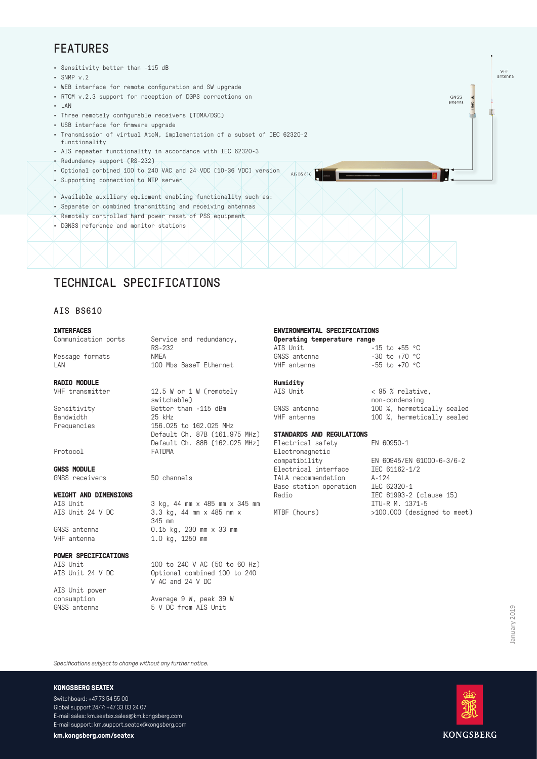## FEATURES

- Sensitivity better than -115 dB
- SNMP v.2
- WEB interface for remote configuration and SW upgrade
- RTCM v.2.3 support for reception of DGPS corrections on
- LAN
- Three remotely configurable receivers (TDMA/DSC)
- USB interface for firmware upgrade
- Transmission of virtual AtoN, implementation of a subset of IEC 62320-2 functionality
- AIS repeater functionality in accordance with IEC 62320-3
- Redundancy support (RS-232)
- Optional combined 100 to 240 VAC and 24 VDC (10-36 VDC) version
- Supporting connection to NTP server

- Available auxiliary equipment enabling functionality such as:
- Separate or combined transmitting and receiving antennas
- Remotely controlled hard power reset of PSS equipment
- DGNSS reference and monitor stations

VHF antenna

GNSS antenna

AIS BS 610

## TECHNICAL SPECIFICATIONS

### AIS BS610

**INTERFACES**

| | |
|---|---|
| Communication ports | Service and redundancy, RS-232 |
| Message formats | NMEA |
| LAN | 100 Mbs BaseT Ethernet |

**RADIO MODULE**

| | |
|---|---|
| VHF transmitter | 12.5 W or 1 W (remotely switchable) |
| Sensitivity | Better than -115 dBm |
| Bandwidth | 25 kHz |
| Frequencies | 156.025 to 162.025 MHz<br>Default Ch. 87B (161.975 MHz)<br>Default Ch. 88B (162.025 MHz) |
| Protocol | FATDMA |

**GNSS MODULE**

| | |
|---|---|
| GNSS receivers | 50 channels |

**WEIGHT AND DIMENSIONS**

| | |
|---|---|
| AIS Unit | 3 kg, 44 mm x 485 mm x 345 mm |
| AIS Unit 24 V DC | 3.3 kg, 44 mm x 485 mm x 345 mm |
| GNSS antenna | 0.15 kg, 230 mm x 33 mm |
| VHF antenna | 1.0 kg, 1250 mm |

**POWER SPECIFICATIONS**

| | |
|---|---|
| AIS Unit | 100 to 240 V AC (50 to 60 Hz) |
| AIS Unit 24 V DC | Optional combined 100 to 240 V AC and 24 V DC |
| AIS Unit power consumption | Average 9 W, peak 39 W |
| GNSS antenna | 5 V DC from AIS Unit |

**ENVIRONMENTAL SPECIFICATIONS**

**Operating temperature range**

| | |
|---|---|
| AIS Unit | -15 to +55 °C |
| GNSS antenna | -30 to +70 °C |
| VHF antenna | -55 to +70 °C |

**Humidity**

| | |
|---|---|
| AIS Unit | < 95 % relative, non-condensing |
| GNSS antenna | 100 %, hermetically sealed |
| VHF antenna | 100 %, hermetically sealed |

**STANDARDS AND REGULATIONS**

| | |
|---|---|
| Electrical safety | EN 60950-1 |
| Electromagnetic compatibility | EN 60945/EN 61000-6-3/6-2 |
| Electrical interface | IEC 61162-1/2 |
| IALA recommendation | A-124 |
| Base station operation | IEC 62320-1 |
| Radio | IEC 61993-2 (clause 15)<br>ITU-R M. 1371-5 |
| MTBF (hours) | >100.000 (designed to meet) |

January 2019

*Specifications subject to change without any further notice.*

**KONGSBERG SEATEX**

Switchboard: +47 73 54 55 00
Global support 24/7: +47 33 03 24 07
E-mail sales: km.seatex.sales@km.kongsberg.com
E-mail support: km.support.seatex@kongsberg.com

**km.kongsberg.com/seatex**

KONGSBERG